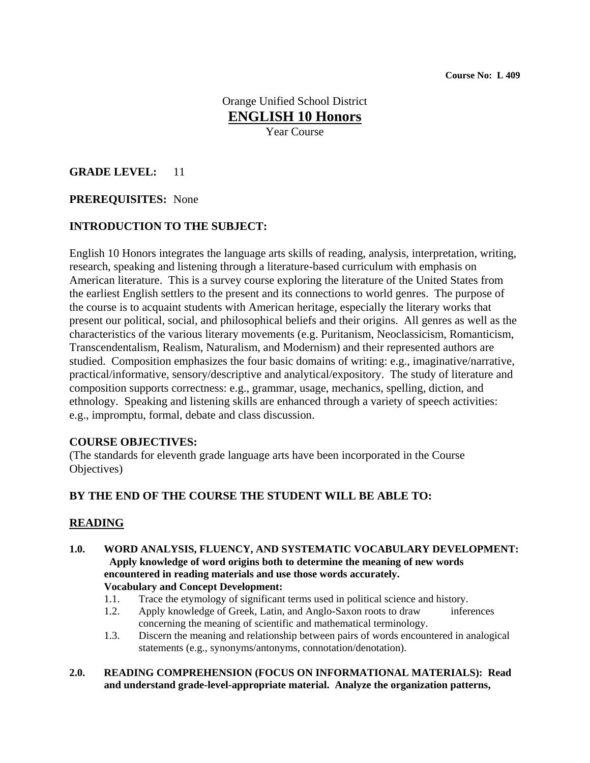Course No: L 409

Orange Unified School District

# ENGLISH 10 Honors

Year Course

**GRADE LEVEL:** 11

**PREREQUISITES:** None

## INTRODUCTION TO THE SUBJECT:

English 10 Honors integrates the language arts skills of reading, analysis, interpretation, writing, research, speaking and listening through a literature-based curriculum with emphasis on American literature. This is a survey course exploring the literature of the United States from the earliest English settlers to the present and its connections to world genres. The purpose of the course is to acquaint students with American heritage, especially the literary works that present our political, social, and philosophical beliefs and their origins. All genres as well as the characteristics of the various literary movements (e.g. Puritanism, Neoclassicism, Romanticism, Transcendentalism, Realism, Naturalism, and Modernism) and their represented authors are studied. Composition emphasizes the four basic domains of writing: e.g., imaginative/narrative, practical/informative, sensory/descriptive and analytical/expository. The study of literature and composition supports correctness: e.g., grammar, usage, mechanics, spelling, diction, and ethnology. Speaking and listening skills are enhanced through a variety of speech activities: e.g., impromptu, formal, debate and class discussion.

## COURSE OBJECTIVES:

(The standards for eleventh grade language arts have been incorporated in the Course Objectives)

## BY THE END OF THE COURSE THE STUDENT WILL BE ABLE TO:

## READING

**1.0. WORD ANALYSIS, FLUENCY, AND SYSTEMATIC VOCABULARY DEVELOPMENT: Apply knowledge of word origins both to determine the meaning of new words encountered in reading materials and use those words accurately.**
**Vocabulary and Concept Development:**

- 1.1. Trace the etymology of significant terms used in political science and history.
- 1.2. Apply knowledge of Greek, Latin, and Anglo-Saxon roots to draw inferences concerning the meaning of scientific and mathematical terminology.
- 1.3. Discern the meaning and relationship between pairs of words encountered in analogical statements (e.g., synonyms/antonyms, connotation/denotation).

**2.0. READING COMPREHENSION (FOCUS ON INFORMATIONAL MATERIALS): Read and understand grade-level-appropriate material. Analyze the organization patterns,**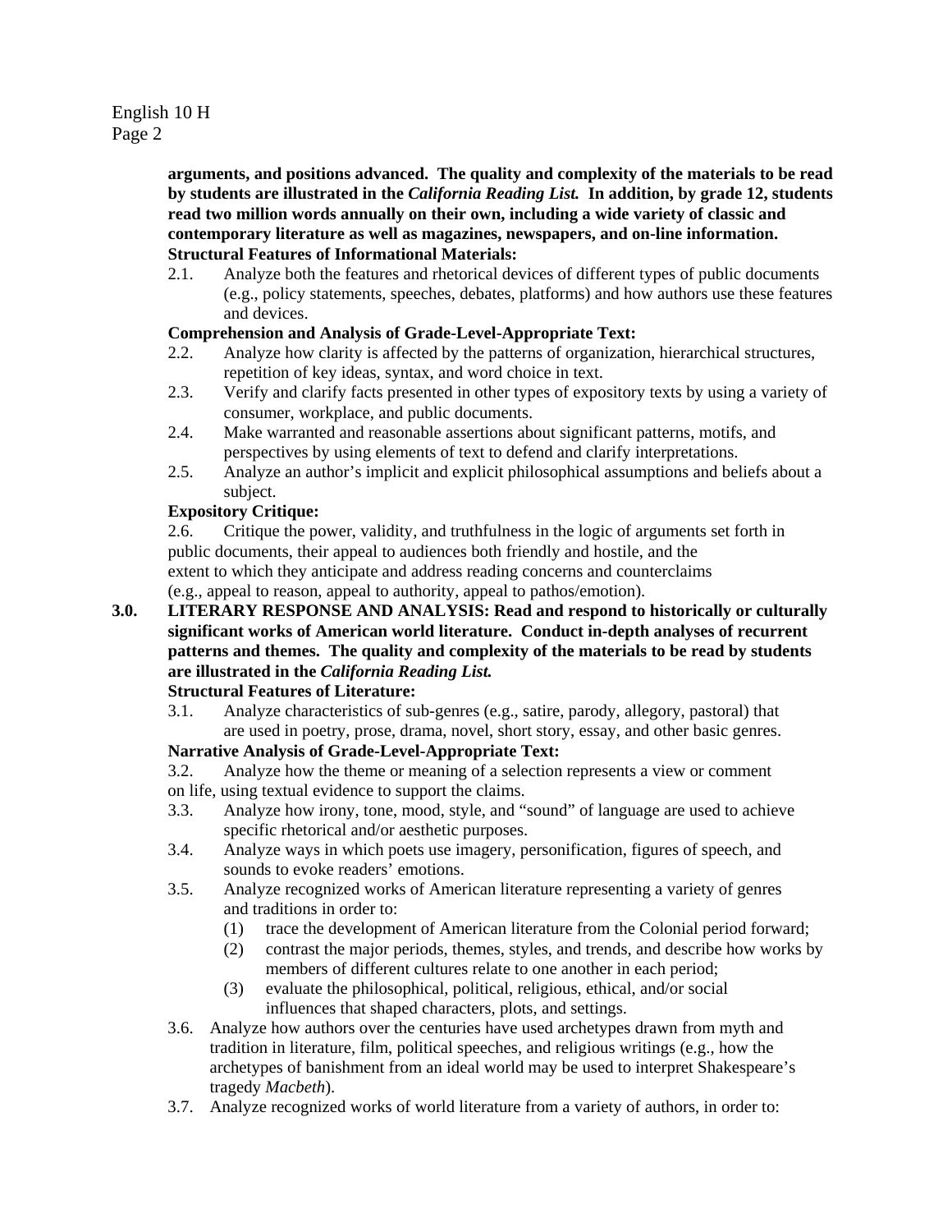**arguments, and positions advanced. The quality and complexity of the materials to be read by students are illustrated in the *California Reading List.* In addition, by grade 12, students read two million words annually on their own, including a wide variety of classic and contemporary literature as well as magazines, newspapers, and on-line information.**

**Structural Features of Informational Materials:**

2.1. Analyze both the features and rhetorical devices of different types of public documents (e.g., policy statements, speeches, debates, platforms) and how authors use these features and devices.

**Comprehension and Analysis of Grade-Level-Appropriate Text:**

2.2. Analyze how clarity is affected by the patterns of organization, hierarchical structures, repetition of key ideas, syntax, and word choice in text.

2.3. Verify and clarify facts presented in other types of expository texts by using a variety of consumer, workplace, and public documents.

2.4. Make warranted and reasonable assertions about significant patterns, motifs, and perspectives by using elements of text to defend and clarify interpretations.

2.5. Analyze an author's implicit and explicit philosophical assumptions and beliefs about a subject.

**Expository Critique:**

2.6. Critique the power, validity, and truthfulness in the logic of arguments set forth in public documents, their appeal to audiences both friendly and hostile, and the extent to which they anticipate and address reading concerns and counterclaims (e.g., appeal to reason, appeal to authority, appeal to pathos/emotion).

**3.0. LITERARY RESPONSE AND ANALYSIS: Read and respond to historically or culturally significant works of American world literature. Conduct in-depth analyses of recurrent patterns and themes. The quality and complexity of the materials to be read by students are illustrated in the *California Reading List.***

**Structural Features of Literature:**

3.1. Analyze characteristics of sub-genres (e.g., satire, parody, allegory, pastoral) that are used in poetry, prose, drama, novel, short story, essay, and other basic genres.

**Narrative Analysis of Grade-Level-Appropriate Text:**

3.2. Analyze how the theme or meaning of a selection represents a view or comment on life, using textual evidence to support the claims.

3.3. Analyze how irony, tone, mood, style, and "sound" of language are used to achieve specific rhetorical and/or aesthetic purposes.

3.4. Analyze ways in which poets use imagery, personification, figures of speech, and sounds to evoke readers' emotions.

3.5. Analyze recognized works of American literature representing a variety of genres and traditions in order to:

(1) trace the development of American literature from the Colonial period forward;

(2) contrast the major periods, themes, styles, and trends, and describe how works by members of different cultures relate to one another in each period;

(3) evaluate the philosophical, political, religious, ethical, and/or social influences that shaped characters, plots, and settings.

3.6. Analyze how authors over the centuries have used archetypes drawn from myth and tradition in literature, film, political speeches, and religious writings (e.g., how the archetypes of banishment from an ideal world may be used to interpret Shakespeare's tragedy *Macbeth*).

3.7. Analyze recognized works of world literature from a variety of authors, in order to: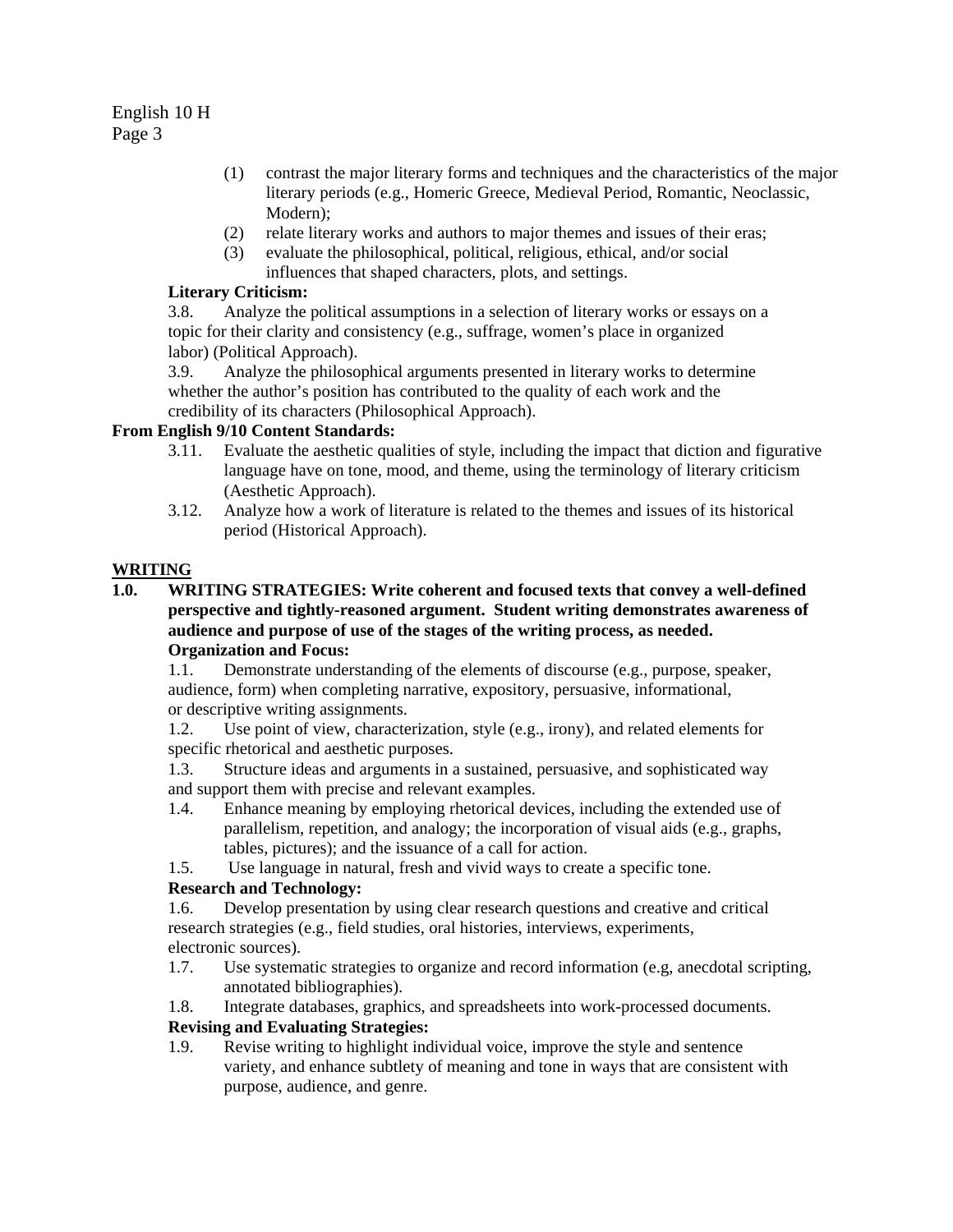(1) contrast the major literary forms and techniques and the characteristics of the major literary periods (e.g., Homeric Greece, Medieval Period, Romantic, Neoclassic, Modern);

(2) relate literary works and authors to major themes and issues of their eras;

(3) evaluate the philosophical, political, religious, ethical, and/or social influences that shaped characters, plots, and settings.

**Literary Criticism:**

3.8. Analyze the political assumptions in a selection of literary works or essays on a topic for their clarity and consistency (e.g., suffrage, women's place in organized labor) (Political Approach).

3.9. Analyze the philosophical arguments presented in literary works to determine whether the author's position has contributed to the quality of each work and the credibility of its characters (Philosophical Approach).

**From English 9/10 Content Standards:**

3.11. Evaluate the aesthetic qualities of style, including the impact that diction and figurative language have on tone, mood, and theme, using the terminology of literary criticism (Aesthetic Approach).

3.12. Analyze how a work of literature is related to the themes and issues of its historical period (Historical Approach).

**WRITING**

**1.0. WRITING STRATEGIES: Write coherent and focused texts that convey a well-defined perspective and tightly-reasoned argument. Student writing demonstrates awareness of audience and purpose of use of the stages of the writing process, as needed.**

**Organization and Focus:**

1.1. Demonstrate understanding of the elements of discourse (e.g., purpose, speaker, audience, form) when completing narrative, expository, persuasive, informational, or descriptive writing assignments.

1.2. Use point of view, characterization, style (e.g., irony), and related elements for specific rhetorical and aesthetic purposes.

1.3. Structure ideas and arguments in a sustained, persuasive, and sophisticated way and support them with precise and relevant examples.

1.4. Enhance meaning by employing rhetorical devices, including the extended use of parallelism, repetition, and analogy; the incorporation of visual aids (e.g., graphs, tables, pictures); and the issuance of a call for action.

1.5. Use language in natural, fresh and vivid ways to create a specific tone.

**Research and Technology:**

1.6. Develop presentation by using clear research questions and creative and critical research strategies (e.g., field studies, oral histories, interviews, experiments, electronic sources).

1.7. Use systematic strategies to organize and record information (e.g, anecdotal scripting, annotated bibliographies).

1.8. Integrate databases, graphics, and spreadsheets into work-processed documents.

**Revising and Evaluating Strategies:**

1.9. Revise writing to highlight individual voice, improve the style and sentence variety, and enhance subtlety of meaning and tone in ways that are consistent with purpose, audience, and genre.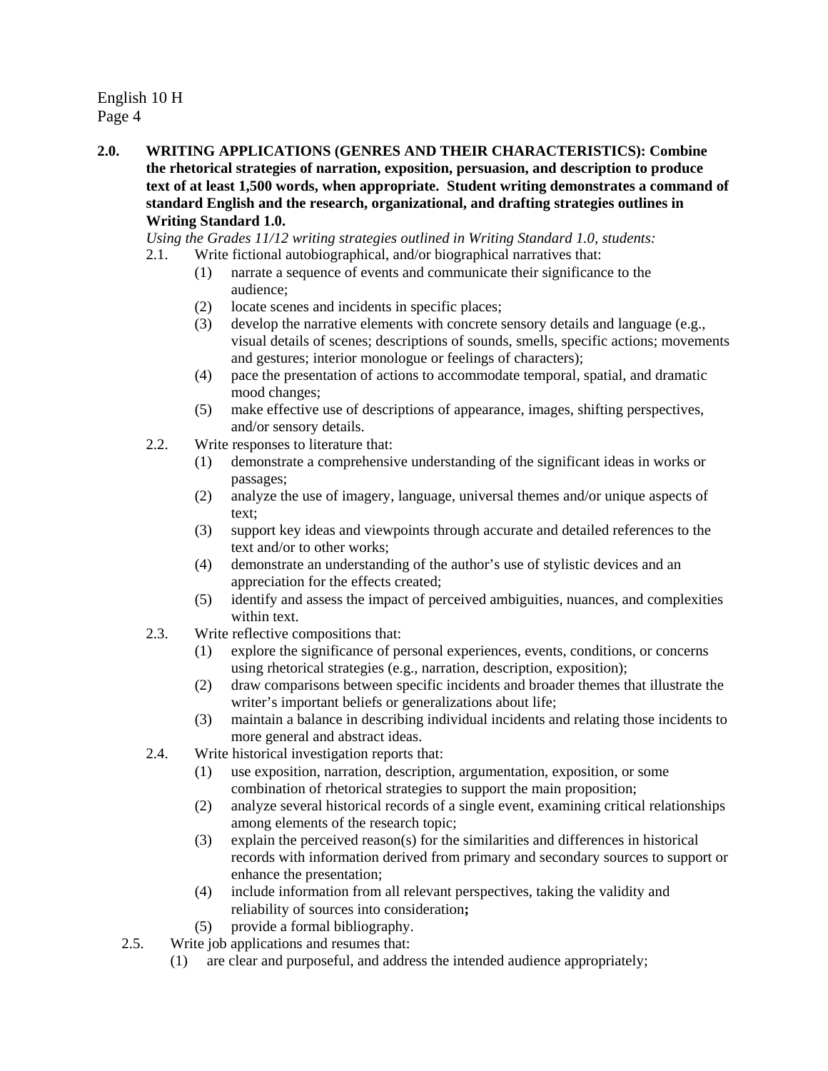**2.0. WRITING APPLICATIONS (GENRES AND THEIR CHARACTERISTICS): Combine the rhetorical strategies of narration, exposition, persuasion, and description to produce text of at least 1,500 words, when appropriate. Student writing demonstrates a command of standard English and the research, organizational, and drafting strategies outlines in Writing Standard 1.0.**

*Using the Grades 11/12 writing strategies outlined in Writing Standard 1.0, students:*

2.1. Write fictional autobiographical, and/or biographical narratives that:
   - (1) narrate a sequence of events and communicate their significance to the audience;
   - (2) locate scenes and incidents in specific places;
   - (3) develop the narrative elements with concrete sensory details and language (e.g., visual details of scenes; descriptions of sounds, smells, specific actions; movements and gestures; interior monologue or feelings of characters);
   - (4) pace the presentation of actions to accommodate temporal, spatial, and dramatic mood changes;
   - (5) make effective use of descriptions of appearance, images, shifting perspectives, and/or sensory details.

2.2. Write responses to literature that:
   - (1) demonstrate a comprehensive understanding of the significant ideas in works or passages;
   - (2) analyze the use of imagery, language, universal themes and/or unique aspects of text;
   - (3) support key ideas and viewpoints through accurate and detailed references to the text and/or to other works;
   - (4) demonstrate an understanding of the author's use of stylistic devices and an appreciation for the effects created;
   - (5) identify and assess the impact of perceived ambiguities, nuances, and complexities within text.

2.3. Write reflective compositions that:
   - (1) explore the significance of personal experiences, events, conditions, or concerns using rhetorical strategies (e.g., narration, description, exposition);
   - (2) draw comparisons between specific incidents and broader themes that illustrate the writer's important beliefs or generalizations about life;
   - (3) maintain a balance in describing individual incidents and relating those incidents to more general and abstract ideas.

2.4. Write historical investigation reports that:
   - (1) use exposition, narration, description, argumentation, exposition, or some combination of rhetorical strategies to support the main proposition;
   - (2) analyze several historical records of a single event, examining critical relationships among elements of the research topic;
   - (3) explain the perceived reason(s) for the similarities and differences in historical records with information derived from primary and secondary sources to support or enhance the presentation;
   - (4) include information from all relevant perspectives, taking the validity and reliability of sources into consideration**;**
   - (5) provide a formal bibliography.

2.5. Write job applications and resumes that:
   - (1) are clear and purposeful, and address the intended audience appropriately;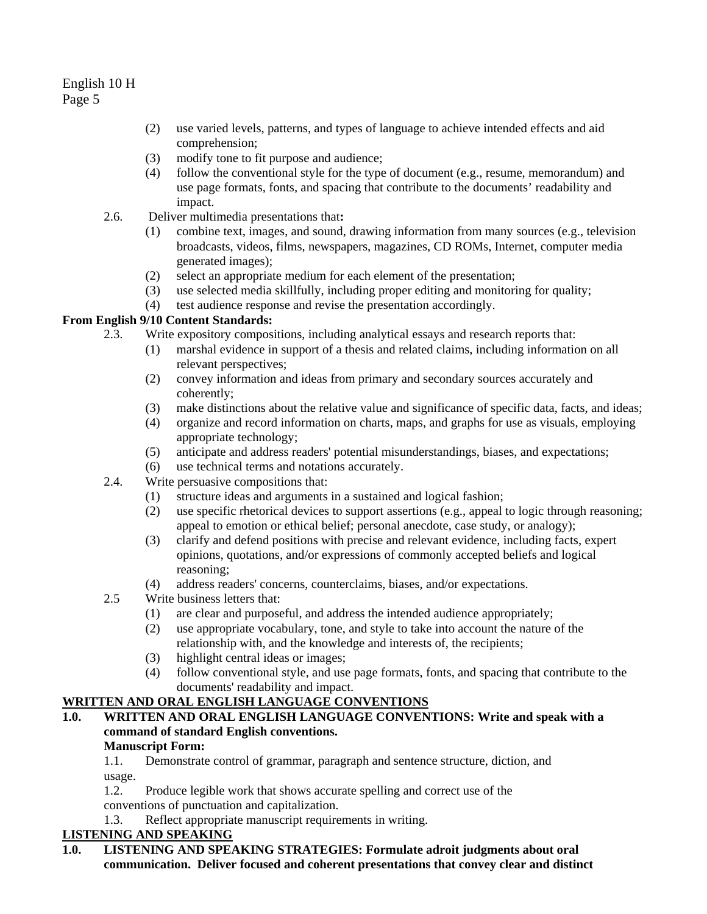(2) use varied levels, patterns, and types of language to achieve intended effects and aid comprehension;
(3) modify tone to fit purpose and audience;
(4) follow the conventional style for the type of document (e.g., resume, memorandum) and use page formats, fonts, and spacing that contribute to the documents' readability and impact.

2.6. Deliver multimedia presentations that**:**
(1) combine text, images, and sound, drawing information from many sources (e.g., television broadcasts, videos, films, newspapers, magazines, CD ROMs, Internet, computer media generated images);
(2) select an appropriate medium for each element of the presentation;
(3) use selected media skillfully, including proper editing and monitoring for quality;
(4) test audience response and revise the presentation accordingly.

**From English 9/10 Content Standards:**

2.3. Write expository compositions, including analytical essays and research reports that:
(1) marshal evidence in support of a thesis and related claims, including information on all relevant perspectives;
(2) convey information and ideas from primary and secondary sources accurately and coherently;
(3) make distinctions about the relative value and significance of specific data, facts, and ideas;
(4) organize and record information on charts, maps, and graphs for use as visuals, employing appropriate technology;
(5) anticipate and address readers' potential misunderstandings, biases, and expectations;
(6) use technical terms and notations accurately.

2.4. Write persuasive compositions that:
(1) structure ideas and arguments in a sustained and logical fashion;
(2) use specific rhetorical devices to support assertions (e.g., appeal to logic through reasoning; appeal to emotion or ethical belief; personal anecdote, case study, or analogy);
(3) clarify and defend positions with precise and relevant evidence, including facts, expert opinions, quotations, and/or expressions of commonly accepted beliefs and logical reasoning;
(4) address readers' concerns, counterclaims, biases, and/or expectations.

2.5 Write business letters that:
(1) are clear and purposeful, and address the intended audience appropriately;
(2) use appropriate vocabulary, tone, and style to take into account the nature of the relationship with, and the knowledge and interests of, the recipients;
(3) highlight central ideas or images;
(4) follow conventional style, and use page formats, fonts, and spacing that contribute to the documents' readability and impact.

**WRITTEN AND ORAL ENGLISH LANGUAGE CONVENTIONS**

**1.0. WRITTEN AND ORAL ENGLISH LANGUAGE CONVENTIONS: Write and speak with a command of standard English conventions.**

**Manuscript Form:**

1.1. Demonstrate control of grammar, paragraph and sentence structure, diction, and usage.

1.2. Produce legible work that shows accurate spelling and correct use of the conventions of punctuation and capitalization.

1.3. Reflect appropriate manuscript requirements in writing.

**LISTENING AND SPEAKING**

**1.0. LISTENING AND SPEAKING STRATEGIES: Formulate adroit judgments about oral communication. Deliver focused and coherent presentations that convey clear and distinct**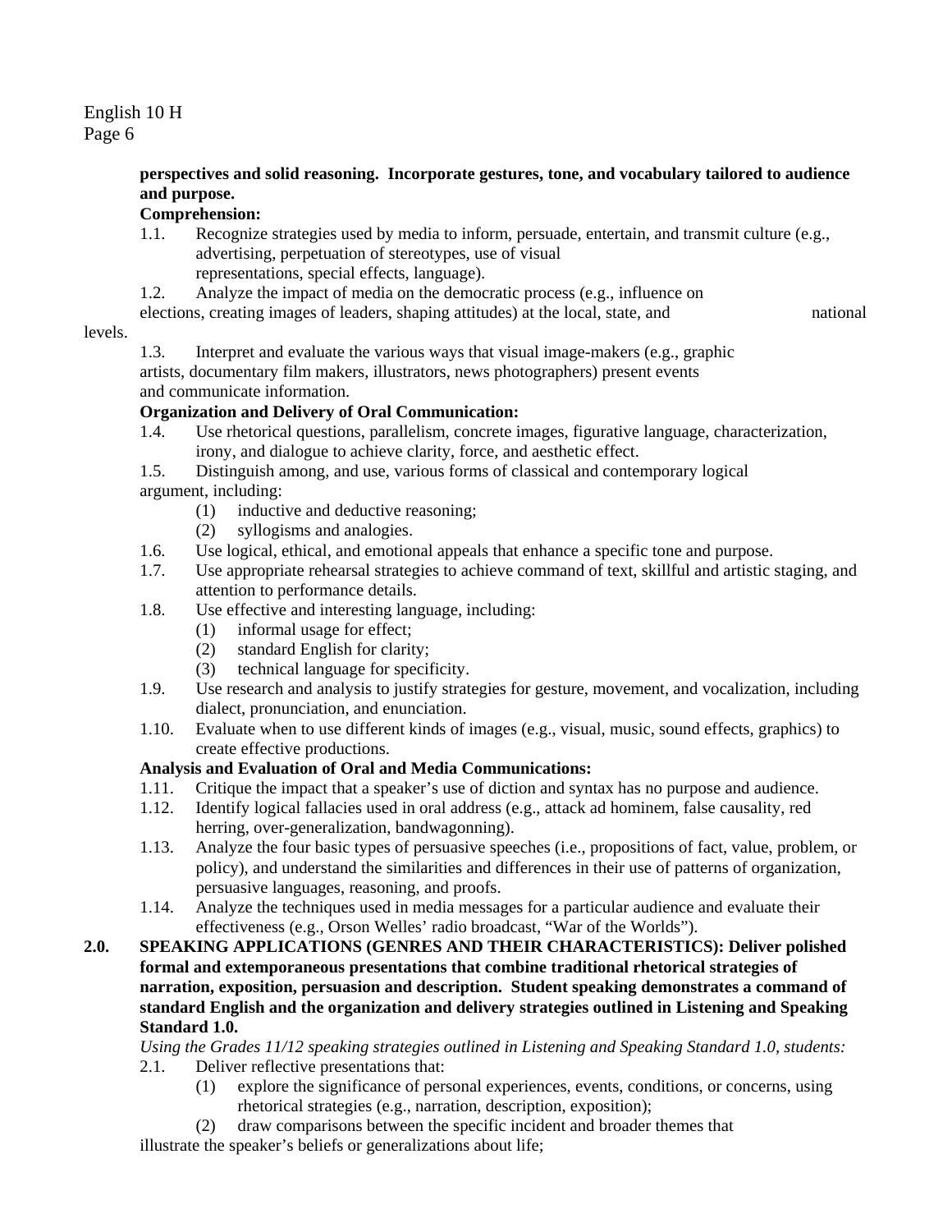**perspectives and solid reasoning. Incorporate gestures, tone, and vocabulary tailored to audience and purpose.**

**Comprehension:**

1.1. Recognize strategies used by media to inform, persuade, entertain, and transmit culture (e.g., advertising, perpetuation of stereotypes, use of visual representations, special effects, language).

1.2. Analyze the impact of media on the democratic process (e.g., influence on elections, creating images of leaders, shaping attitudes) at the local, state, and national levels.

1.3. Interpret and evaluate the various ways that visual image-makers (e.g., graphic artists, documentary film makers, illustrators, news photographers) present events and communicate information.

**Organization and Delivery of Oral Communication:**

1.4. Use rhetorical questions, parallelism, concrete images, figurative language, characterization, irony, and dialogue to achieve clarity, force, and aesthetic effect.

1.5. Distinguish among, and use, various forms of classical and contemporary logical argument, including:
   - (1) inductive and deductive reasoning;
   - (2) syllogisms and analogies.

1.6. Use logical, ethical, and emotional appeals that enhance a specific tone and purpose.

1.7. Use appropriate rehearsal strategies to achieve command of text, skillful and artistic staging, and attention to performance details.

1.8. Use effective and interesting language, including:
   - (1) informal usage for effect;
   - (2) standard English for clarity;
   - (3) technical language for specificity.

1.9. Use research and analysis to justify strategies for gesture, movement, and vocalization, including dialect, pronunciation, and enunciation.

1.10. Evaluate when to use different kinds of images (e.g., visual, music, sound effects, graphics) to create effective productions.

**Analysis and Evaluation of Oral and Media Communications:**

1.11. Critique the impact that a speaker's use of diction and syntax has no purpose and audience.

1.12. Identify logical fallacies used in oral address (e.g., attack ad hominem, false causality, red herring, over-generalization, bandwagonning).

1.13. Analyze the four basic types of persuasive speeches (i.e., propositions of fact, value, problem, or policy), and understand the similarities and differences in their use of patterns of organization, persuasive languages, reasoning, and proofs.

1.14. Analyze the techniques used in media messages for a particular audience and evaluate their effectiveness (e.g., Orson Welles' radio broadcast, "War of the Worlds").

**2.0. SPEAKING APPLICATIONS (GENRES AND THEIR CHARACTERISTICS): Deliver polished formal and extemporaneous presentations that combine traditional rhetorical strategies of narration, exposition, persuasion and description. Student speaking demonstrates a command of standard English and the organization and delivery strategies outlined in Listening and Speaking Standard 1.0.**

*Using the Grades 11/12 speaking strategies outlined in Listening and Speaking Standard 1.0, students:*

2.1. Deliver reflective presentations that:
   - (1) explore the significance of personal experiences, events, conditions, or concerns, using rhetorical strategies (e.g., narration, description, exposition);
   - (2) draw comparisons between the specific incident and broader themes that illustrate the speaker's beliefs or generalizations about life;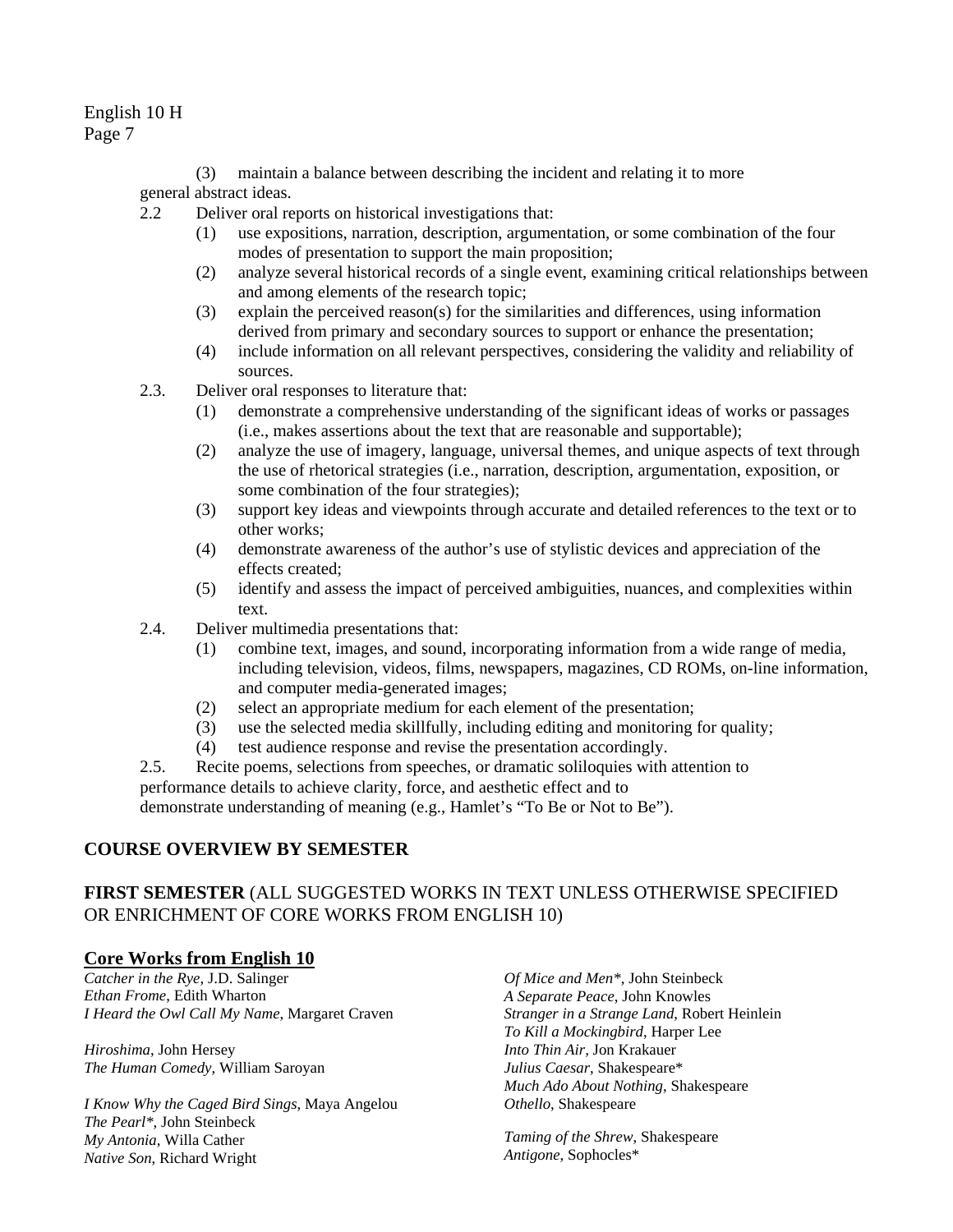(3) maintain a balance between describing the incident and relating it to more general abstract ideas.

2.2 Deliver oral reports on historical investigations that:

(1) use expositions, narration, description, argumentation, or some combination of the four modes of presentation to support the main proposition;

(2) analyze several historical records of a single event, examining critical relationships between and among elements of the research topic;

(3) explain the perceived reason(s) for the similarities and differences, using information derived from primary and secondary sources to support or enhance the presentation;

(4) include information on all relevant perspectives, considering the validity and reliability of sources.

2.3. Deliver oral responses to literature that:

(1) demonstrate a comprehensive understanding of the significant ideas of works or passages (i.e., makes assertions about the text that are reasonable and supportable);

(2) analyze the use of imagery, language, universal themes, and unique aspects of text through the use of rhetorical strategies (i.e., narration, description, argumentation, exposition, or some combination of the four strategies);

(3) support key ideas and viewpoints through accurate and detailed references to the text or to other works;

(4) demonstrate awareness of the author's use of stylistic devices and appreciation of the effects created;

(5) identify and assess the impact of perceived ambiguities, nuances, and complexities within text.

2.4. Deliver multimedia presentations that:

(1) combine text, images, and sound, incorporating information from a wide range of media, including television, videos, films, newspapers, magazines, CD ROMs, on-line information, and computer media-generated images;

(2) select an appropriate medium for each element of the presentation;

(3) use the selected media skillfully, including editing and monitoring for quality;

(4) test audience response and revise the presentation accordingly.

2.5. Recite poems, selections from speeches, or dramatic soliloquies with attention to performance details to achieve clarity, force, and aesthetic effect and to demonstrate understanding of meaning (e.g., Hamlet's "To Be or Not to Be").

## COURSE OVERVIEW BY SEMESTER

## FIRST SEMESTER (ALL SUGGESTED WORKS IN TEXT UNLESS OTHERWISE SPECIFIED OR ENRICHMENT OF CORE WORKS FROM ENGLISH 10)

### Core Works from English 10

*Catcher in the Rye*, J.D. Salinger
*Ethan Frome*, Edith Wharton
*I Heard the Owl Call My Name*, Margaret Craven

*Hiroshima*, John Hersey
*The Human Comedy*, William Saroyan

*I Know Why the Caged Bird Sings*, Maya Angelou
*The Pearl*\*, John Steinbeck
*My Antonia*, Willa Cather
*Native Son*, Richard Wright
*Of Mice and Men*\*, John Steinbeck
*A Separate Peace*, John Knowles
*Stranger in a Strange Land*, Robert Heinlein
*To Kill a Mockingbird*, Harper Lee
*Into Thin Air*, Jon Krakauer
*Julius Caesar*, Shakespeare\*
*Much Ado About Nothing*, Shakespeare
*Othello*, Shakespeare

*Taming of the Shrew*, Shakespeare
*Antigone*, Sophocles\*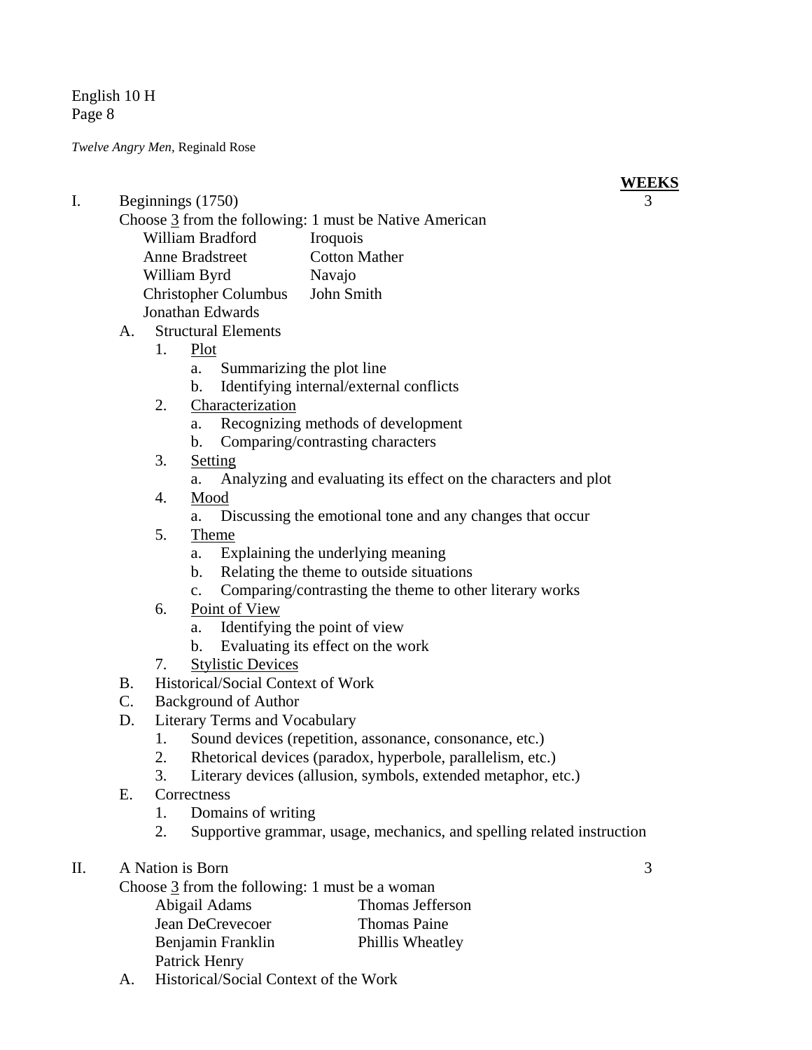*Twelve Angry Men,* Reginald Rose

**WEEKS**

I. Beginnings (1750) — 3

Choose 3 from the following: 1 must be Native American

| | |
|---|---|
| William Bradford | Iroquois |
| Anne Bradstreet | Cotton Mather |
| William Byrd | Navajo |
| Christopher Columbus | John Smith |
| Jonathan Edwards | |

- A. Structural Elements
  1. Plot
     - a. Summarizing the plot line
     - b. Identifying internal/external conflicts
  2. Characterization
     - a. Recognizing methods of development
     - b. Comparing/contrasting characters
  3. Setting
     - a. Analyzing and evaluating its effect on the characters and plot
  4. Mood
     - a. Discussing the emotional tone and any changes that occur
  5. Theme
     - a. Explaining the underlying meaning
     - b. Relating the theme to outside situations
     - c. Comparing/contrasting the theme to other literary works
  6. Point of View
     - a. Identifying the point of view
     - b. Evaluating its effect on the work
  7. Stylistic Devices
- B. Historical/Social Context of Work
- C. Background of Author
- D. Literary Terms and Vocabulary
  1. Sound devices (repetition, assonance, consonance, etc.)
  2. Rhetorical devices (paradox, hyperbole, parallelism, etc.)
  3. Literary devices (allusion, symbols, extended metaphor, etc.)
- E. Correctness
  1. Domains of writing
  2. Supportive grammar, usage, mechanics, and spelling related instruction

II. A Nation is Born — 3

Choose 3 from the following: 1 must be a woman

| | |
|---|---|
| Abigail Adams | Thomas Jefferson |
| Jean DeCrevecoer | Thomas Paine |
| Benjamin Franklin | Phillis Wheatley |
| Patrick Henry | |

- A. Historical/Social Context of the Work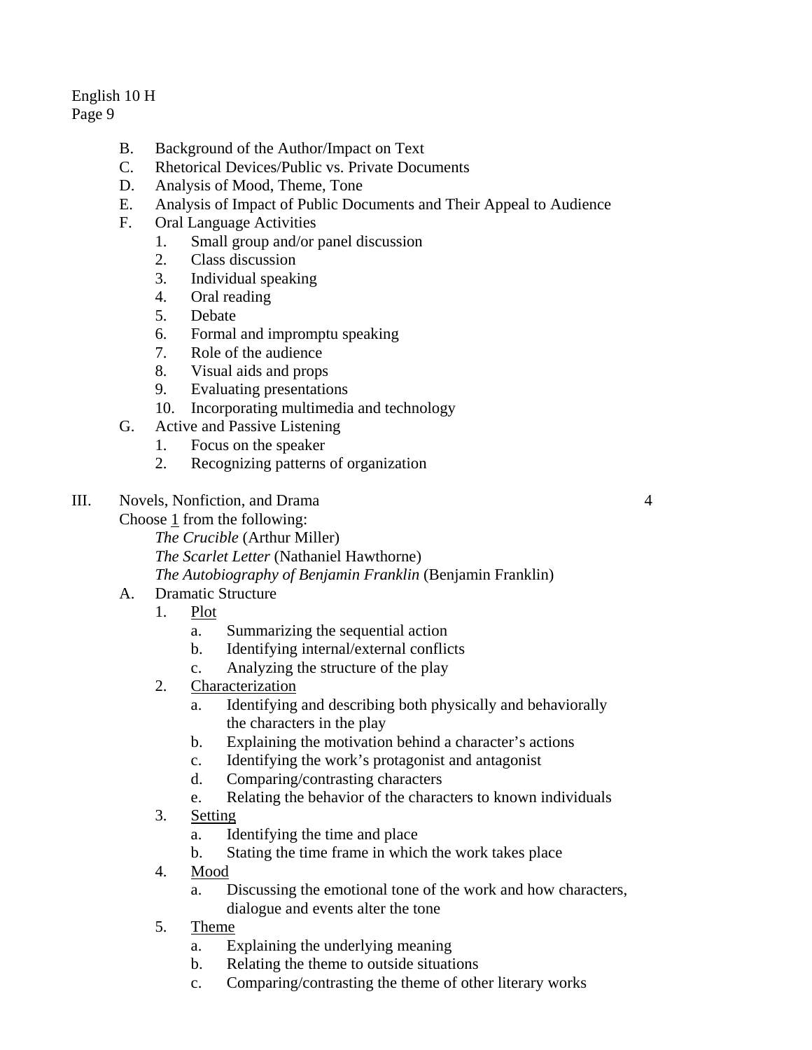B. Background of the Author/Impact on Text
C. Rhetorical Devices/Public vs. Private Documents
D. Analysis of Mood, Theme, Tone
E. Analysis of Impact of Public Documents and Their Appeal to Audience
F. Oral Language Activities
   1. Small group and/or panel discussion
   2. Class discussion
   3. Individual speaking
   4. Oral reading
   5. Debate
   6. Formal and impromptu speaking
   7. Role of the audience
   8. Visual aids and props
   9. Evaluating presentations
   10. Incorporating multimedia and technology
G. Active and Passive Listening
   1. Focus on the speaker
   2. Recognizing patterns of organization

III. Novels, Nonfiction, and Drama — 4

Choose <u>1</u> from the following:

*The Crucible* (Arthur Miller)
*The Scarlet Letter* (Nathaniel Hawthorne)
*The Autobiography of Benjamin Franklin* (Benjamin Franklin)

A. Dramatic Structure
   1. <u>Plot</u>
      a. Summarizing the sequential action
      b. Identifying internal/external conflicts
      c. Analyzing the structure of the play
   2. <u>Characterization</u>
      a. Identifying and describing both physically and behaviorally the characters in the play
      b. Explaining the motivation behind a character's actions
      c. Identifying the work's protagonist and antagonist
      d. Comparing/contrasting characters
      e. Relating the behavior of the characters to known individuals
   3. <u>Setting</u>
      a. Identifying the time and place
      b. Stating the time frame in which the work takes place
   4. <u>Mood</u>
      a. Discussing the emotional tone of the work and how characters, dialogue and events alter the tone
   5. <u>Theme</u>
      a. Explaining the underlying meaning
      b. Relating the theme to outside situations
      c. Comparing/contrasting the theme of other literary works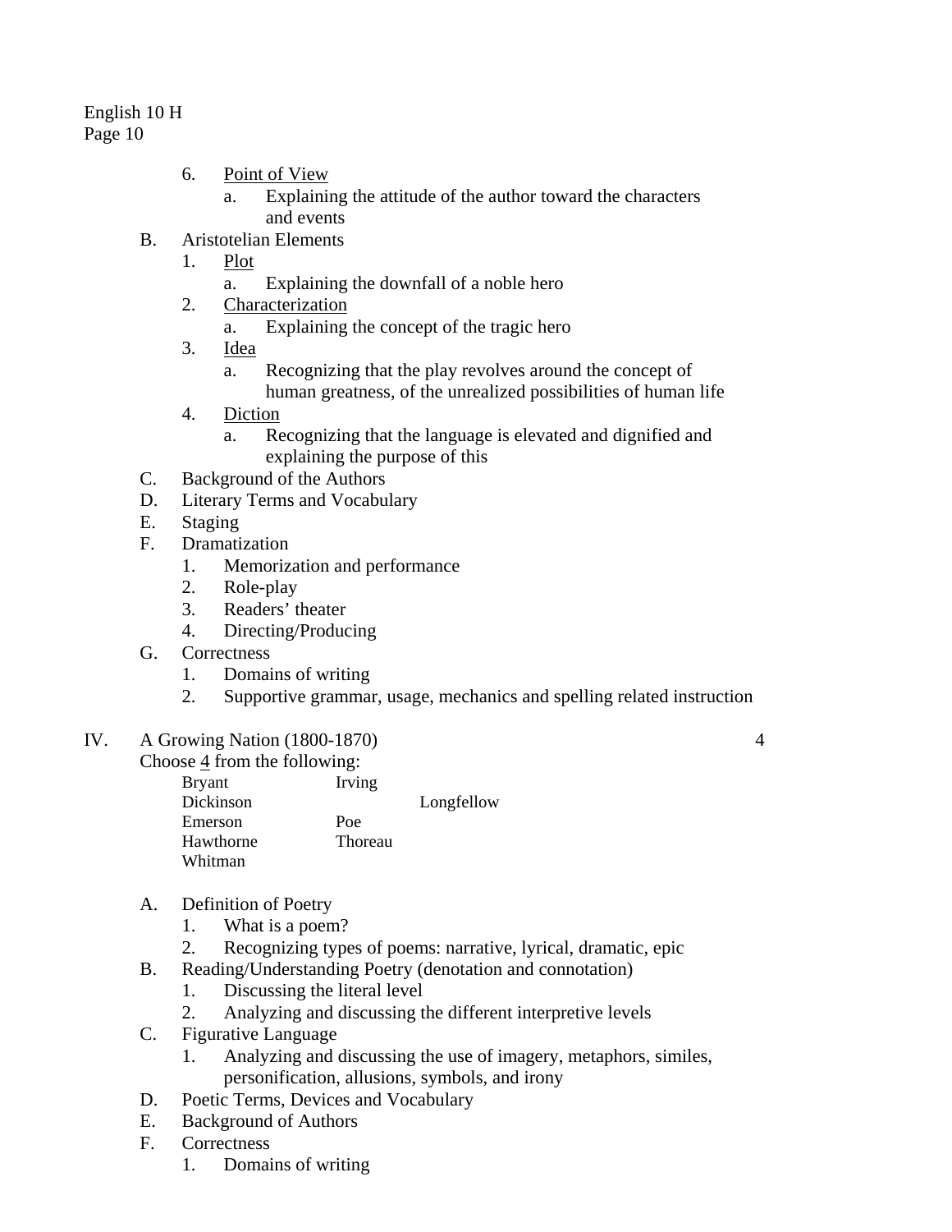6. <u>Point of View</u>
    a. Explaining the attitude of the author toward the characters and events

B. Aristotelian Elements
1. <u>Plot</u>
    a. Explaining the downfall of a noble hero
2. <u>Characterization</u>
    a. Explaining the concept of the tragic hero
3. <u>Idea</u>
    a. Recognizing that the play revolves around the concept of human greatness, of the unrealized possibilities of human life
4. <u>Diction</u>
    a. Recognizing that the language is elevated and dignified and explaining the purpose of this

C. Background of the Authors

D. Literary Terms and Vocabulary

E. Staging

F. Dramatization
1. Memorization and performance
2. Role-play
3. Readers' theater
4. Directing/Producing

G. Correctness
1. Domains of writing
2. Supportive grammar, usage, mechanics and spelling related instruction

IV. A Growing Nation (1800-1870) 4

Choose <u>4</u> from the following:

| | |
|---|---|
| Bryant | Irving |
| Dickinson | Longfellow |
| Emerson | Poe |
| Hawthorne | Thoreau |
| Whitman | |

A. Definition of Poetry
1. What is a poem?
2. Recognizing types of poems: narrative, lyrical, dramatic, epic

B. Reading/Understanding Poetry (denotation and connotation)
1. Discussing the literal level
2. Analyzing and discussing the different interpretive levels

C. Figurative Language
1. Analyzing and discussing the use of imagery, metaphors, similes, personification, allusions, symbols, and irony

D. Poetic Terms, Devices and Vocabulary

E. Background of Authors

F. Correctness
1. Domains of writing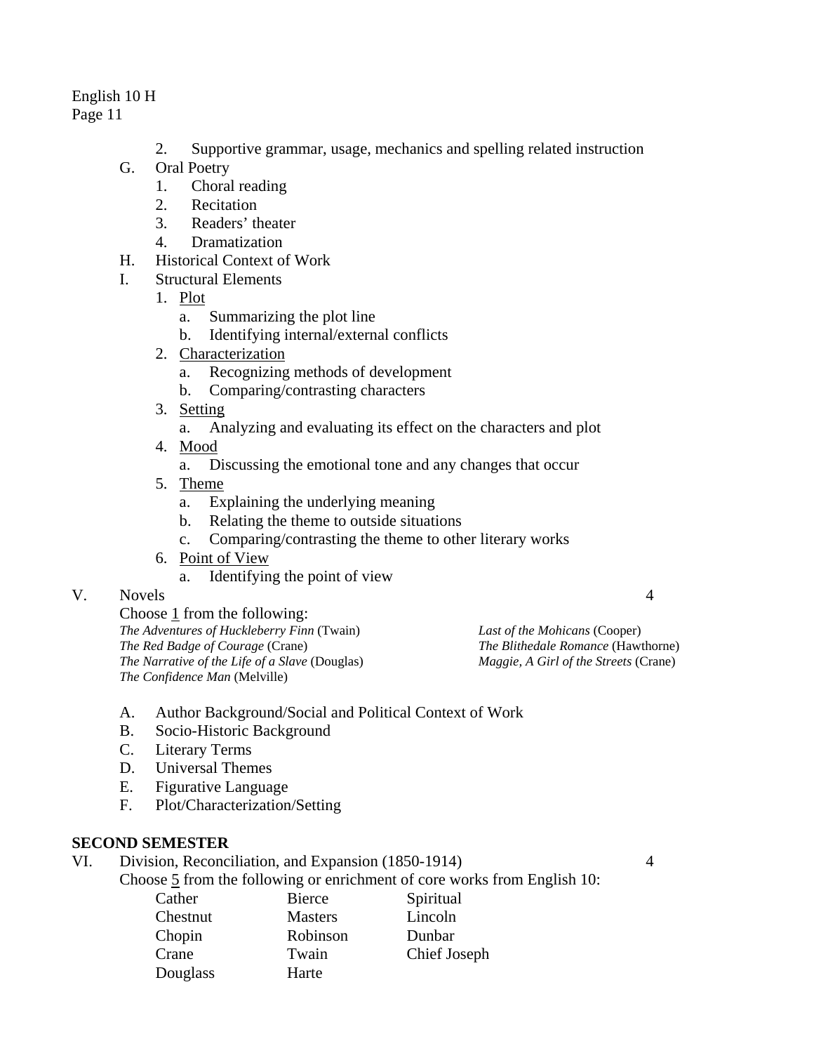2. Supportive grammar, usage, mechanics and spelling related instruction

G. Oral Poetry
1. Choral reading
2. Recitation
3. Readers' theater
4. Dramatization

H. Historical Context of Work

I. Structural Elements
1. <u>Plot</u>
   a. Summarizing the plot line
   b. Identifying internal/external conflicts
2. <u>Characterization</u>
   a. Recognizing methods of development
   b. Comparing/contrasting characters
3. <u>Setting</u>
   a. Analyzing and evaluating its effect on the characters and plot
4. <u>Mood</u>
   a. Discussing the emotional tone and any changes that occur
5. <u>Theme</u>
   a. Explaining the underlying meaning
   b. Relating the theme to outside situations
   c. Comparing/contrasting the theme to other literary works
6. <u>Point of View</u>
   a. Identifying the point of view

V. Novels 4

Choose <u>1</u> from the following:

*The Adventures of Huckleberry Finn* (Twain)
*The Red Badge of Courage* (Crane)
*The Narrative of the Life of a Slave* (Douglas)
*The Confidence Man* (Melville)
*Last of the Mohicans* (Cooper)
*The Blithedale Romance* (Hawthorne)
*Maggie, A Girl of the Streets* (Crane)

A. Author Background/Social and Political Context of Work
B. Socio-Historic Background
C. Literary Terms
D. Universal Themes
E. Figurative Language
F. Plot/Characterization/Setting

**SECOND SEMESTER**

VI. Division, Reconciliation, and Expansion (1850-1914) 4

Choose <u>5</u> from the following or enrichment of core works from English 10:

| | | |
|---|---|---|
| Cather | Bierce | Spiritual |
| Chestnut | Masters | Lincoln |
| Chopin | Robinson | Dunbar |
| Crane | Twain | Chief Joseph |
| Douglass | Harte | |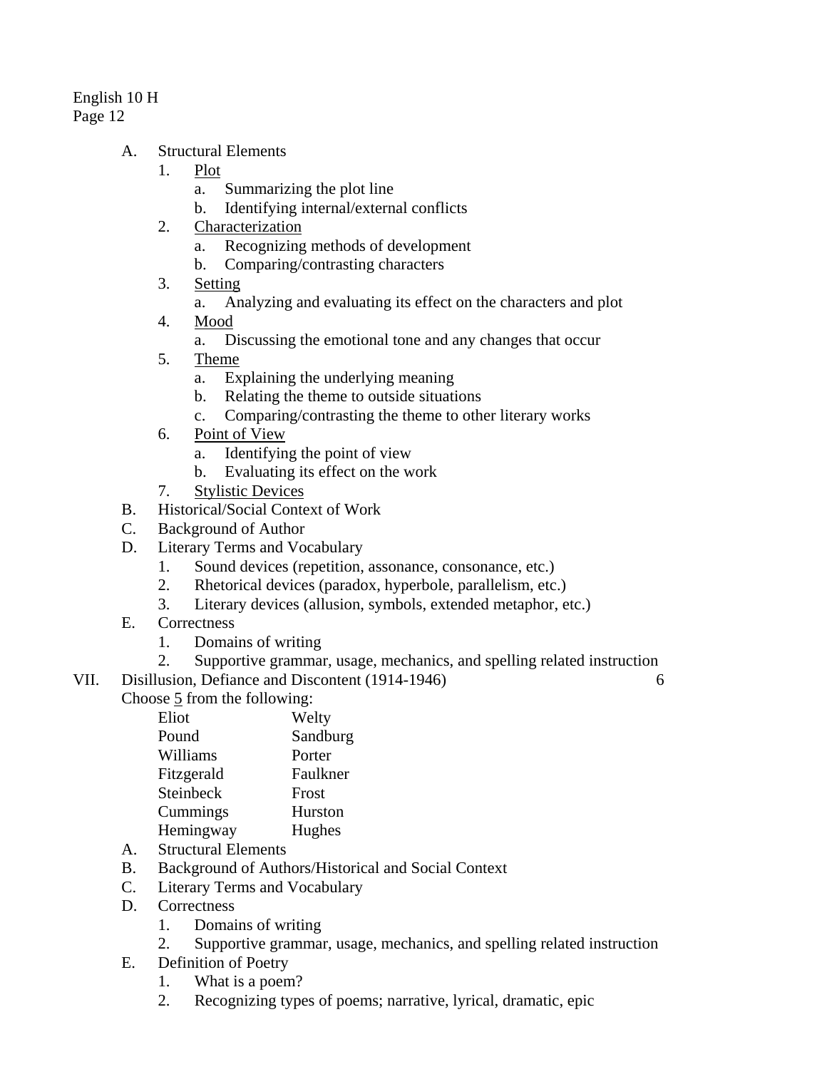A. Structural Elements
   1. Plot
      a. Summarizing the plot line
      b. Identifying internal/external conflicts
   2. Characterization
      a. Recognizing methods of development
      b. Comparing/contrasting characters
   3. Setting
      a. Analyzing and evaluating its effect on the characters and plot
   4. Mood
      a. Discussing the emotional tone and any changes that occur
   5. Theme
      a. Explaining the underlying meaning
      b. Relating the theme to outside situations
      c. Comparing/contrasting the theme to other literary works
   6. Point of View
      a. Identifying the point of view
      b. Evaluating its effect on the work
   7. Stylistic Devices

B. Historical/Social Context of Work

C. Background of Author

D. Literary Terms and Vocabulary
   1. Sound devices (repetition, assonance, consonance, etc.)
   2. Rhetorical devices (paradox, hyperbole, parallelism, etc.)
   3. Literary devices (allusion, symbols, extended metaphor, etc.)

E. Correctness
   1. Domains of writing
   2. Supportive grammar, usage, mechanics, and spelling related instruction

VII. Disillusion, Defiance and Discontent (1914-1946) 6

Choose 5 from the following:

| | |
|---|---|
| Eliot | Welty |
| Pound | Sandburg |
| Williams | Porter |
| Fitzgerald | Faulkner |
| Steinbeck | Frost |
| Cummings | Hurston |
| Hemingway | Hughes |

A. Structural Elements

B. Background of Authors/Historical and Social Context

C. Literary Terms and Vocabulary

D. Correctness
   1. Domains of writing
   2. Supportive grammar, usage, mechanics, and spelling related instruction

E. Definition of Poetry
   1. What is a poem?
   2. Recognizing types of poems; narrative, lyrical, dramatic, epic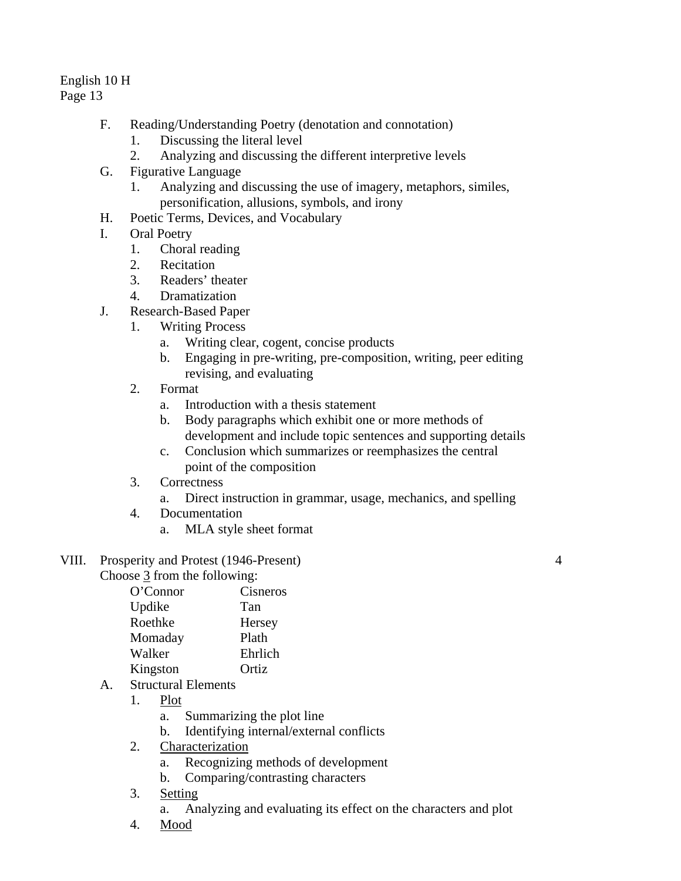F. Reading/Understanding Poetry (denotation and connotation)
   1. Discussing the literal level
   2. Analyzing and discussing the different interpretive levels

G. Figurative Language
   1. Analyzing and discussing the use of imagery, metaphors, similes, personification, allusions, symbols, and irony

H. Poetic Terms, Devices, and Vocabulary

I. Oral Poetry
   1. Choral reading
   2. Recitation
   3. Readers' theater
   4. Dramatization

J. Research-Based Paper
   1. Writing Process
      a. Writing clear, cogent, concise products
      b. Engaging in pre-writing, pre-composition, writing, peer editing revising, and evaluating
   2. Format
      a. Introduction with a thesis statement
      b. Body paragraphs which exhibit one or more methods of development and include topic sentences and supporting details
      c. Conclusion which summarizes or reemphasizes the central point of the composition
   3. Correctness
      a. Direct instruction in grammar, usage, mechanics, and spelling
   4. Documentation
      a. MLA style sheet format

VIII. Prosperity and Protest (1946-Present) 4

Choose <u>3</u> from the following:

| | |
|---|---|
| O'Connor | Cisneros |
| Updike | Tan |
| Roethke | Hersey |
| Momaday | Plath |
| Walker | Ehrlich |
| Kingston | Ortiz |

A. Structural Elements
   1. <u>Plot</u>
      a. Summarizing the plot line
      b. Identifying internal/external conflicts
   2. <u>Characterization</u>
      a. Recognizing methods of development
      b. Comparing/contrasting characters
   3. <u>Setting</u>
      a. Analyzing and evaluating its effect on the characters and plot
   4. <u>Mood</u>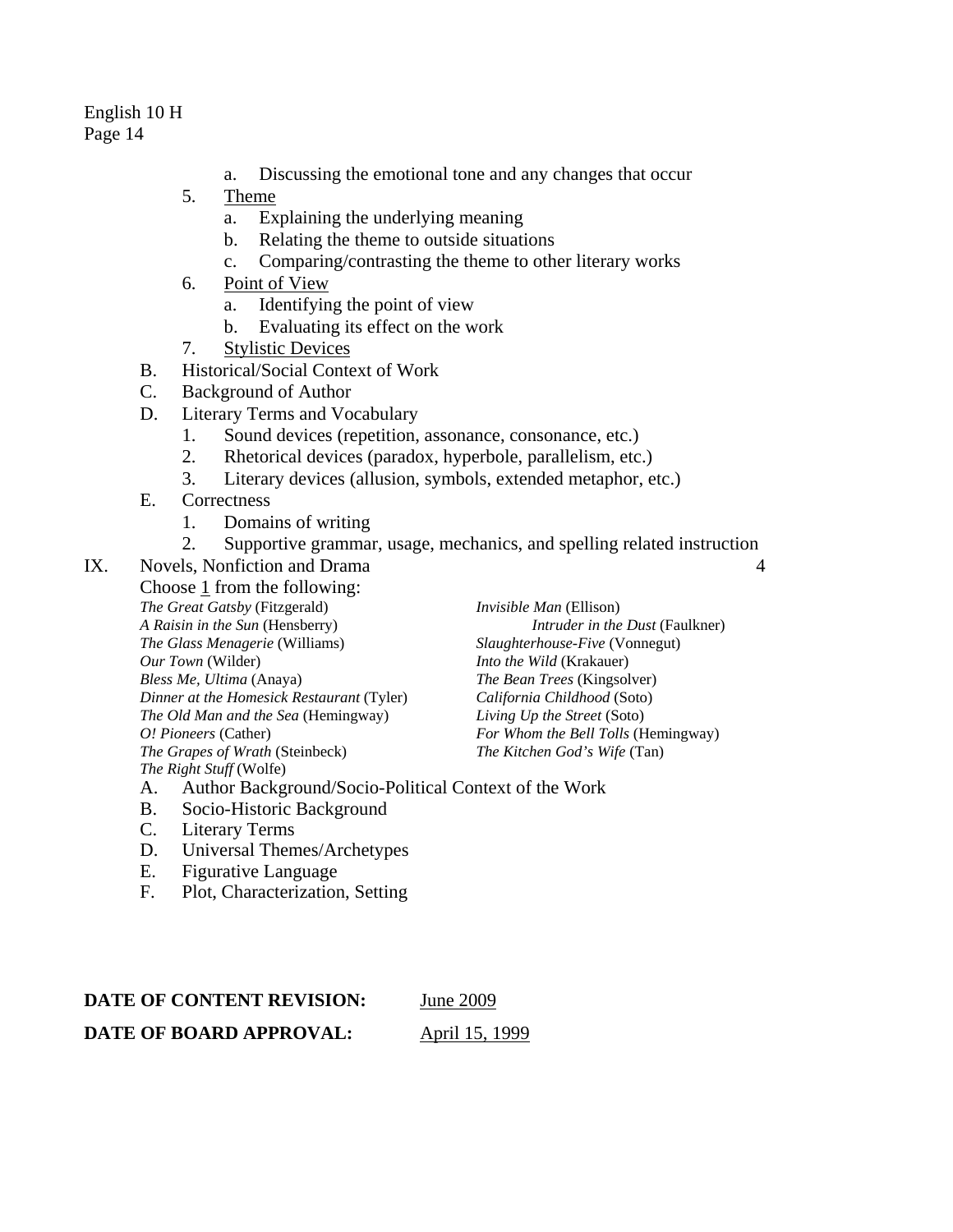a. Discussing the emotional tone and any changes that occur

5. <u>Theme</u>
    a. Explaining the underlying meaning
    b. Relating the theme to outside situations
    c. Comparing/contrasting the theme to other literary works
6. <u>Point of View</u>
    a. Identifying the point of view
    b. Evaluating its effect on the work
7. <u>Stylistic Devices</u>

B. Historical/Social Context of Work

C. Background of Author

D. Literary Terms and Vocabulary
1. Sound devices (repetition, assonance, consonance, etc.)
2. Rhetorical devices (paradox, hyperbole, parallelism, etc.)
3. Literary devices (allusion, symbols, extended metaphor, etc.)

E. Correctness
1. Domains of writing
2. Supportive grammar, usage, mechanics, and spelling related instruction

IX. Novels, Nonfiction and Drama 4

Choose <u>1</u> from the following:

*The Great Gatsby* (Fitzgerald)
*A Raisin in the Sun* (Hensberry)
*The Glass Menagerie* (Williams)
*Our Town* (Wilder)
*Bless Me, Ultima* (Anaya)
*Dinner at the Homesick Restaurant* (Tyler)
*The Old Man and the Sea* (Hemingway)
*O! Pioneers* (Cather)
*The Grapes of Wrath* (Steinbeck)
*The Right Stuff* (Wolfe)
*Invisible Man* (Ellison)
*Intruder in the Dust* (Faulkner)
*Slaughterhouse-Five* (Vonnegut)
*Into the Wild* (Krakauer)
*The Bean Trees* (Kingsolver)
*California Childhood* (Soto)
*Living Up the Street* (Soto)
*For Whom the Bell Tolls* (Hemingway)
*The Kitchen God's Wife* (Tan)

A. Author Background/Socio-Political Context of the Work

B. Socio-Historic Background

C. Literary Terms

D. Universal Themes/Archetypes

E. Figurative Language

F. Plot, Characterization, Setting

**DATE OF CONTENT REVISION:** <u>June 2009</u>

**DATE OF BOARD APPROVAL:** <u>April 15, 1999</u>